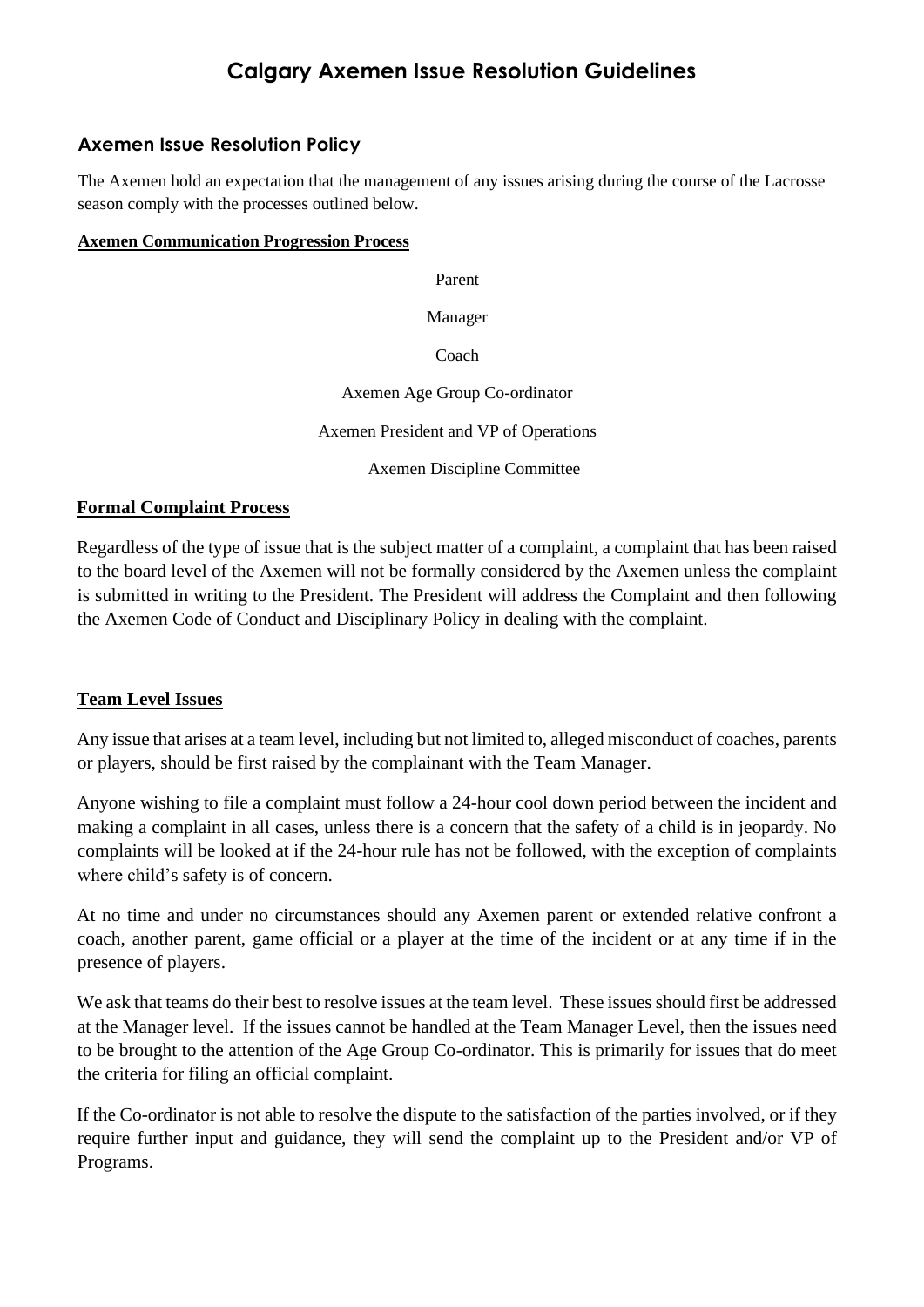# Calgary Axemen Issue Resolution Guidelines

## Axemen Issue Resolution Policy

The Axemen hold an expectation that the management of any issues arising during the course of the Lacrosse season comply with the processes outlined below.

**Axemen Communication Progression Process**

Parent

Manager

Coach

Axemen Age Group Co-ordinator

Axemen President and VP of Operations

Axemen Discipline Committee

### Formal Complaint Process

Regardless of the type of issue that is the subject matter of a complaint, a complaint that has been raised to the board level of the Axemen will not be formally considered by the Axemen unless the complaint is submitted in writing to the President. The President will address the Complaint and then following the Axemen Code of Conduct and Disciplinary Policy in dealing with the complaint.

### Team Level Issues

Any issue that arises at a team level, including but not limited to, alleged misconduct of coaches, parents or players, should be first raised by the complainant with the Team Manager.

Anyone wishing to file a complaint must follow a 24-hour cool down period between the incident and making a complaint in all cases, unless there is a concern that the safety of a child is in jeopardy. No complaints will be looked at if the 24-hour rule has not be followed, with the exception of complaints where child's safety is of concern.

At no time and under no circumstances should any Axemen parent or extended relative confront a coach, another parent, game official or a player at the time of the incident or at any time if in the presence of players.

We ask that teams do their best to resolve issues at the team level. These issues should first be addressed at the Manager level. If the issues cannot be handled at the Team Manager Level, then the issues need to be brought to the attention of the Age Group Co-ordinator. This is primarily for issues that do meet the criteria for filing an official complaint.

If the Co-ordinator is not able to resolve the dispute to the satisfaction of the parties involved, or if they require further input and guidance, they will send the complaint up to the President and/or VP of Programs.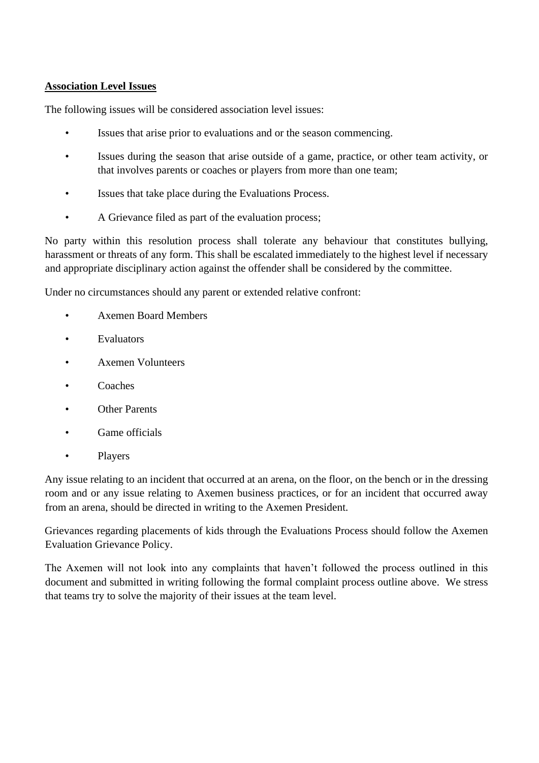**Association Level Issues**

The following issues will be considered association level issues:

- Issues that arise prior to evaluations and or the season commencing.
- Issues during the season that arise outside of a game, practice, or other team activity, or that involves parents or coaches or players from more than one team;
- Issues that take place during the Evaluations Process.
- A Grievance filed as part of the evaluation process;

No party within this resolution process shall tolerate any behaviour that constitutes bullying, harassment or threats of any form. This shall be escalated immediately to the highest level if necessary and appropriate disciplinary action against the offender shall be considered by the committee.

Under no circumstances should any parent or extended relative confront:

- Axemen Board Members
- Evaluators
- Axemen Volunteers
- Coaches
- Other Parents
- Game officials
- Players

Any issue relating to an incident that occurred at an arena, on the floor, on the bench or in the dressing room and or any issue relating to Axemen business practices, or for an incident that occurred away from an arena, should be directed in writing to the Axemen President.

Grievances regarding placements of kids through the Evaluations Process should follow the Axemen Evaluation Grievance Policy.

The Axemen will not look into any complaints that haven't followed the process outlined in this document and submitted in writing following the formal complaint process outline above. We stress that teams try to solve the majority of their issues at the team level.